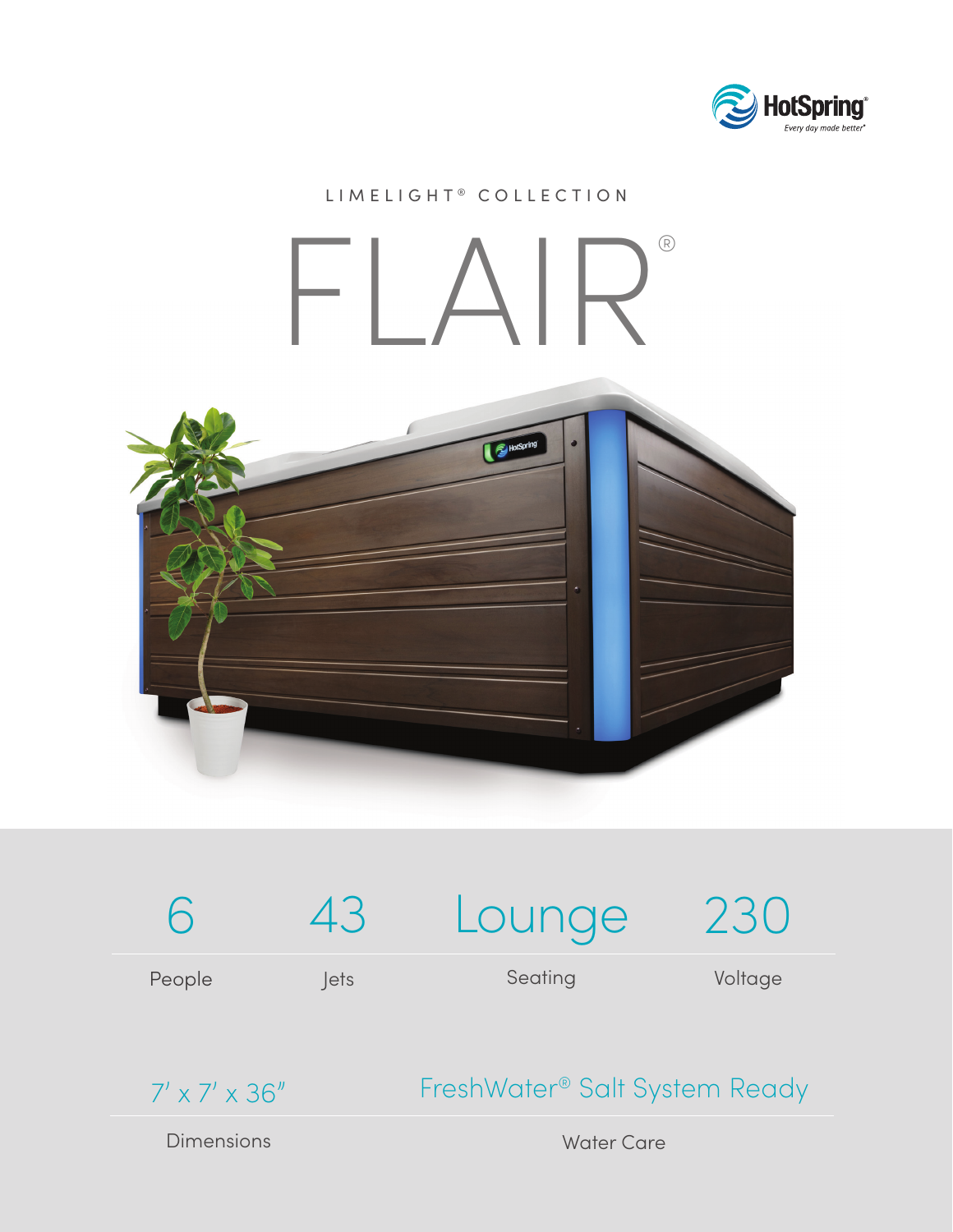HotSpring®

*Every day made better®*

LIMELIGHT® COLLECTION

# FLAIR®

| 6 | 43 | Lounge | 230 |
|---|---|---|---|
| People | Jets | Seating | Voltage |

| 7′ x 7′ x 36″ | FreshWater® Salt System Ready |
|---|---|
| Dimensions | Water Care |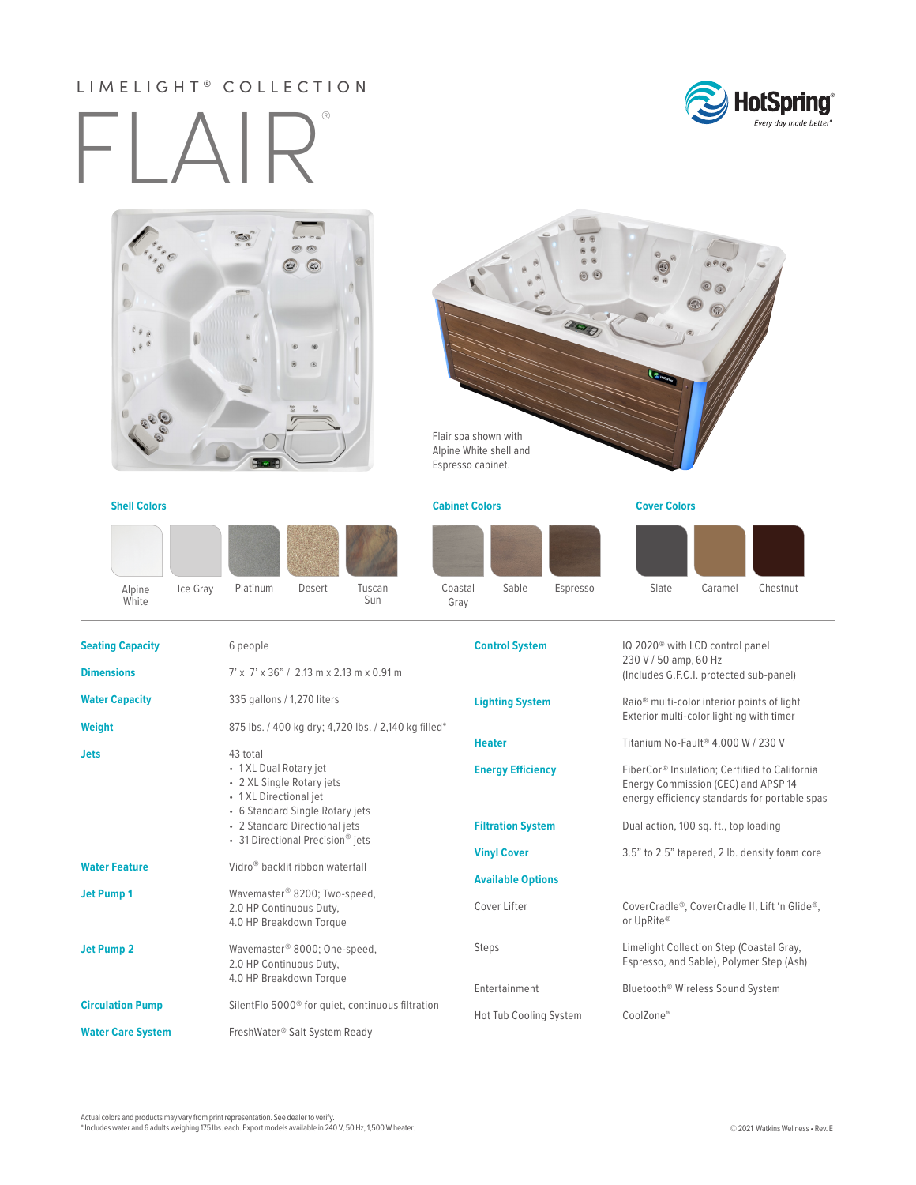LIMELIGHT® COLLECTION

# FLAIR®

HotSpring®
*Every day made better®*

Flair spa shown with Alpine White shell and Espresso cabinet.

### Shell Colors

Alpine White | Ice Gray | Platinum | Desert | Tuscan Sun

### Cabinet Colors

Coastal Gray | Sable | Espresso

### Cover Colors

Slate | Caramel | Chestnut

| | |
|---|---|
| **Seating Capacity** | 6 people |
| **Dimensions** | 7' x 7' x 36" / 2.13 m x 2.13 m x 0.91 m |
| **Water Capacity** | 335 gallons / 1,270 liters |
| **Weight** | 875 lbs. / 400 kg dry; 4,720 lbs. / 2,140 kg filled* |
| **Jets** | 43 total<br>• 1 XL Dual Rotary jet<br>• 2 XL Single Rotary jets<br>• 1 XL Directional jet<br>• 6 Standard Single Rotary jets<br>• 2 Standard Directional jets<br>• 31 Directional Precision® jets |
| **Water Feature** | Vidro® backlit ribbon waterfall |
| **Jet Pump 1** | Wavemaster® 8200; Two-speed, 2.0 HP Continuous Duty, 4.0 HP Breakdown Torque |
| **Jet Pump 2** | Wavemaster® 8000; One-speed, 2.0 HP Continuous Duty, 4.0 HP Breakdown Torque |
| **Circulation Pump** | SilentFlo 5000® for quiet, continuous filtration |
| **Water Care System** | FreshWater® Salt System Ready |
| **Control System** | IQ 2020® with LCD control panel<br>230 V / 50 amp, 60 Hz<br>(Includes G.F.C.I. protected sub-panel) |
| **Lighting System** | Raio® multi-color interior points of light<br>Exterior multi-color lighting with timer |
| **Heater** | Titanium No-Fault® 4,000 W / 230 V |
| **Energy Efficiency** | FiberCor® Insulation; Certified to California Energy Commission (CEC) and APSP 14 energy efficiency standards for portable spas |
| **Filtration System** | Dual action, 100 sq. ft., top loading |
| **Vinyl Cover** | 3.5" to 2.5" tapered, 2 lb. density foam core |

**Available Options**

| | |
|---|---|
| Cover Lifter | CoverCradle®, CoverCradle II, Lift 'n Glide®, or UpRite® |
| Steps | Limelight Collection Step (Coastal Gray, Espresso, and Sable), Polymer Step (Ash) |
| Entertainment | Bluetooth® Wireless Sound System |
| Hot Tub Cooling System | CoolZone™ |

Actual colors and products may vary from print representation. See dealer to verify.
*Includes water and 6 adults weighing 175 lbs. each. Export models available in 240 V, 50 Hz, 1,500 W heater.

© 2021 Watkins Wellness • Rev. E